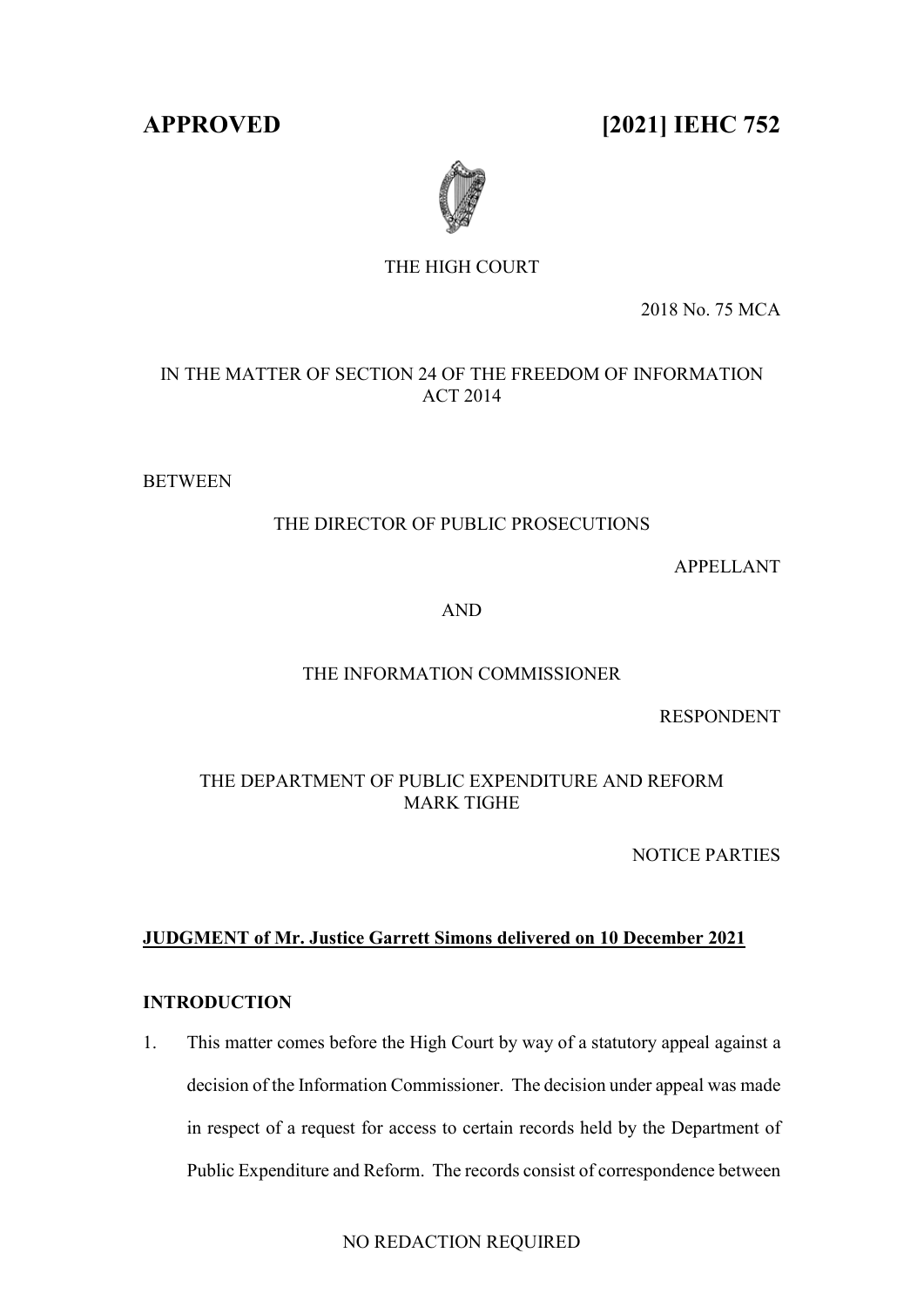**APPROVED** **[2021] IEHC 752**

THE HIGH COURT

2018 No. 75 MCA

IN THE MATTER OF SECTION 24 OF THE FREEDOM OF INFORMATION ACT 2014

BETWEEN

THE DIRECTOR OF PUBLIC PROSECUTIONS

APPELLANT

AND

THE INFORMATION COMMISSIONER

RESPONDENT

THE DEPARTMENT OF PUBLIC EXPENDITURE AND REFORM
MARK TIGHE

NOTICE PARTIES

**JUDGMENT of Mr. Justice Garrett Simons delivered on 10 December 2021**

## INTRODUCTION

1. This matter comes before the High Court by way of a statutory appeal against a decision of the Information Commissioner. The decision under appeal was made in respect of a request for access to certain records held by the Department of Public Expenditure and Reform. The records consist of correspondence between

NO REDACTION REQUIRED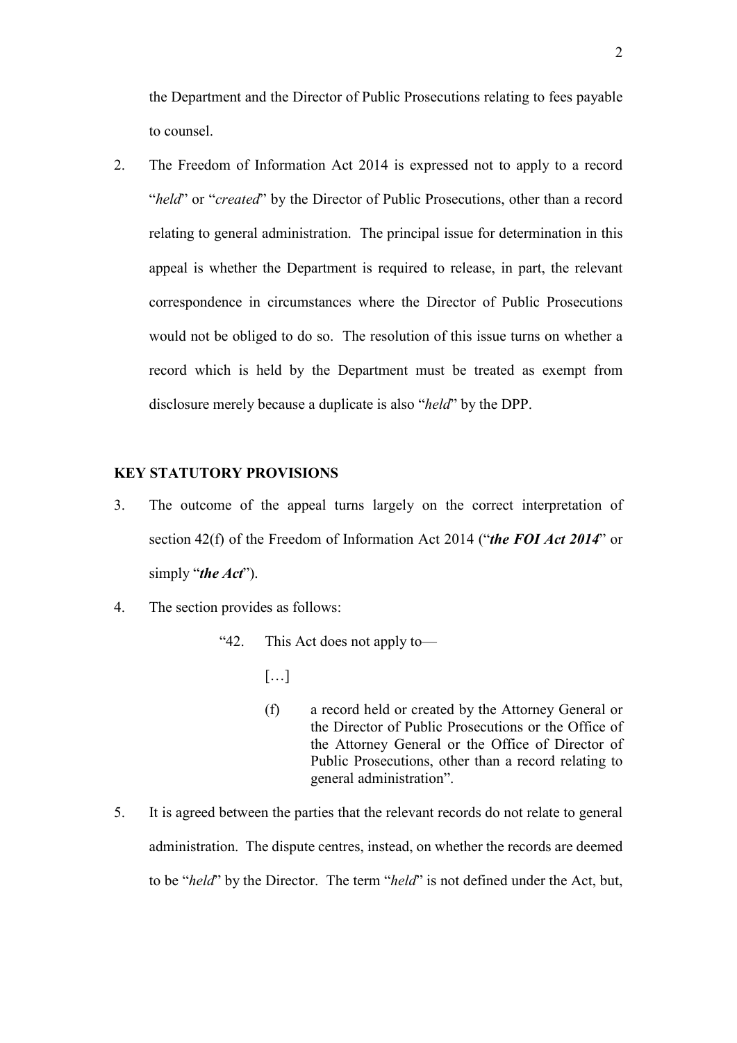the Department and the Director of Public Prosecutions relating to fees payable to counsel.

2. The Freedom of Information Act 2014 is expressed not to apply to a record "*held*" or "*created*" by the Director of Public Prosecutions, other than a record relating to general administration. The principal issue for determination in this appeal is whether the Department is required to release, in part, the relevant correspondence in circumstances where the Director of Public Prosecutions would not be obliged to do so. The resolution of this issue turns on whether a record which is held by the Department must be treated as exempt from disclosure merely because a duplicate is also "*held*" by the DPP.

**KEY STATUTORY PROVISIONS**

3. The outcome of the appeal turns largely on the correct interpretation of section 42(f) of the Freedom of Information Act 2014 ("***the FOI Act 2014***" or simply "***the Act***").

4. The section provides as follows:

> "42. This Act does not apply to—
>
> […]
>
> (f) a record held or created by the Attorney General or the Director of Public Prosecutions or the Office of the Attorney General or the Office of Director of Public Prosecutions, other than a record relating to general administration".

5. It is agreed between the parties that the relevant records do not relate to general administration. The dispute centres, instead, on whether the records are deemed to be "*held*" by the Director. The term "*held*" is not defined under the Act, but,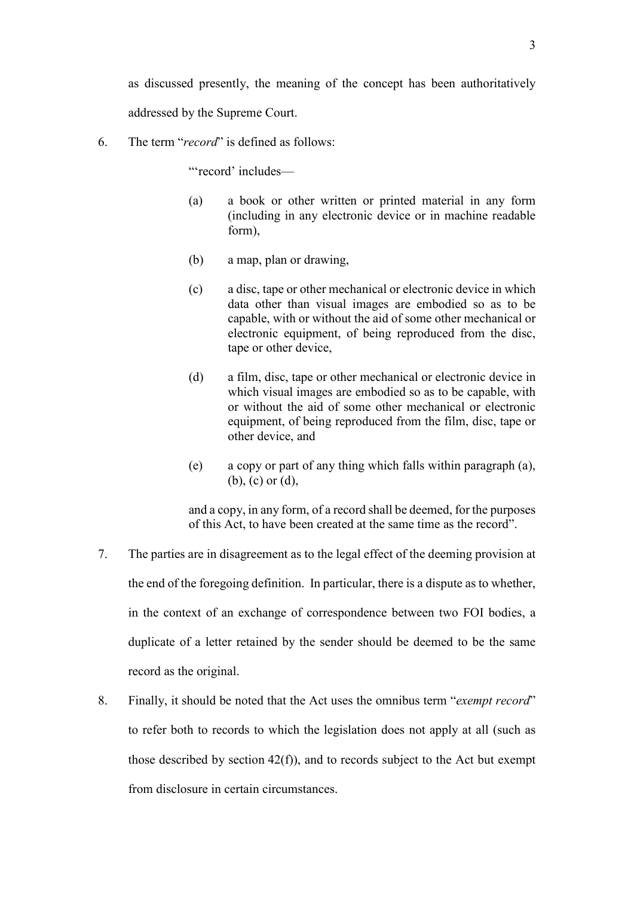as discussed presently, the meaning of the concept has been authoritatively addressed by the Supreme Court.

6. The term "*record*" is defined as follows:

> "'record' includes—
>
> (a) a book or other written or printed material in any form (including in any electronic device or in machine readable form),
>
> (b) a map, plan or drawing,
>
> (c) a disc, tape or other mechanical or electronic device in which data other than visual images are embodied so as to be capable, with or without the aid of some other mechanical or electronic equipment, of being reproduced from the disc, tape or other device,
>
> (d) a film, disc, tape or other mechanical or electronic device in which visual images are embodied so as to be capable, with or without the aid of some other mechanical or electronic equipment, of being reproduced from the film, disc, tape or other device, and
>
> (e) a copy or part of any thing which falls within paragraph (a), (b), (c) or (d),
>
> and a copy, in any form, of a record shall be deemed, for the purposes of this Act, to have been created at the same time as the record".

7. The parties are in disagreement as to the legal effect of the deeming provision at the end of the foregoing definition. In particular, there is a dispute as to whether, in the context of an exchange of correspondence between two FOI bodies, a duplicate of a letter retained by the sender should be deemed to be the same record as the original.

8. Finally, it should be noted that the Act uses the omnibus term "*exempt record*" to refer both to records to which the legislation does not apply at all (such as those described by section 42(f)), and to records subject to the Act but exempt from disclosure in certain circumstances.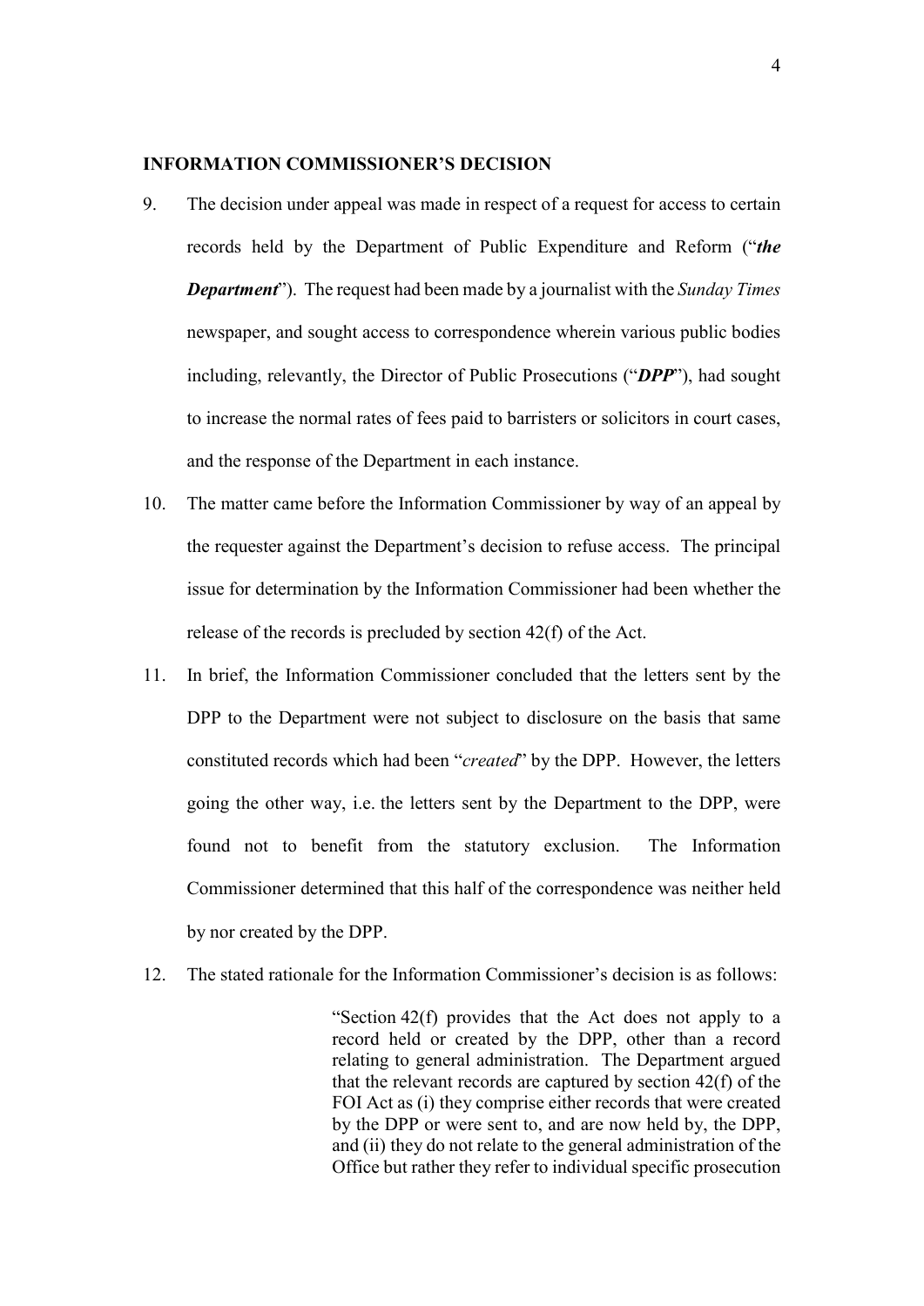## INFORMATION COMMISSIONER'S DECISION

9. The decision under appeal was made in respect of a request for access to certain records held by the Department of Public Expenditure and Reform ("***the Department***"). The request had been made by a journalist with the *Sunday Times* newspaper, and sought access to correspondence wherein various public bodies including, relevantly, the Director of Public Prosecutions ("***DPP***"), had sought to increase the normal rates of fees paid to barristers or solicitors in court cases, and the response of the Department in each instance.

10. The matter came before the Information Commissioner by way of an appeal by the requester against the Department's decision to refuse access. The principal issue for determination by the Information Commissioner had been whether the release of the records is precluded by section 42(f) of the Act.

11. In brief, the Information Commissioner concluded that the letters sent by the DPP to the Department were not subject to disclosure on the basis that same constituted records which had been "*created*" by the DPP. However, the letters going the other way, i.e. the letters sent by the Department to the DPP, were found not to benefit from the statutory exclusion. The Information Commissioner determined that this half of the correspondence was neither held by nor created by the DPP.

12. The stated rationale for the Information Commissioner's decision is as follows:

> "Section 42(f) provides that the Act does not apply to a record held or created by the DPP, other than a record relating to general administration. The Department argued that the relevant records are captured by section 42(f) of the FOI Act as (i) they comprise either records that were created by the DPP or were sent to, and are now held by, the DPP, and (ii) they do not relate to the general administration of the Office but rather they refer to individual specific prosecution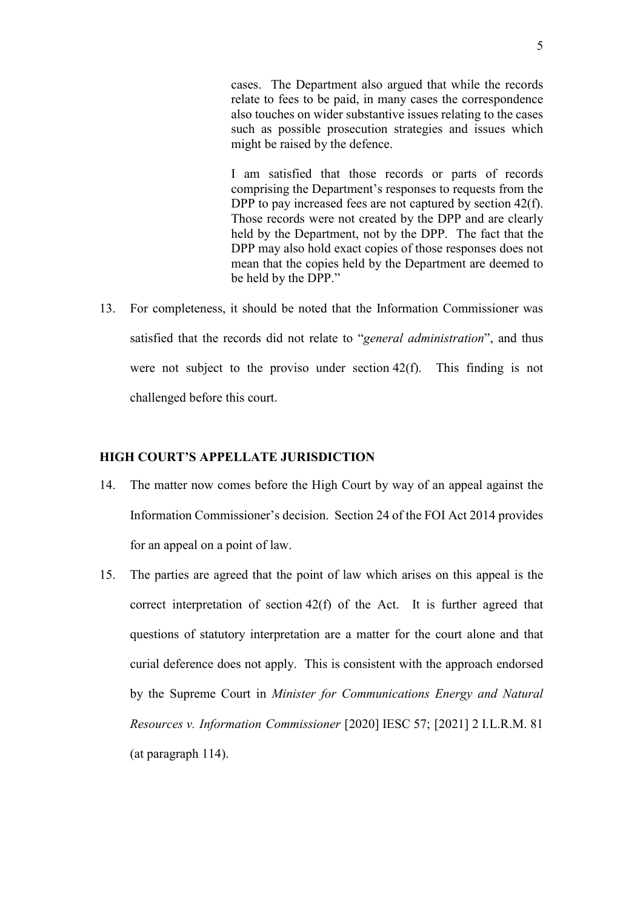> cases. The Department also argued that while the records relate to fees to be paid, in many cases the correspondence also touches on wider substantive issues relating to the cases such as possible prosecution strategies and issues which might be raised by the defence.
>
> I am satisfied that those records or parts of records comprising the Department's responses to requests from the DPP to pay increased fees are not captured by section 42(f). Those records were not created by the DPP and are clearly held by the Department, not by the DPP. The fact that the DPP may also hold exact copies of those responses does not mean that the copies held by the Department are deemed to be held by the DPP."

13. For completeness, it should be noted that the Information Commissioner was satisfied that the records did not relate to "*general administration*", and thus were not subject to the proviso under section 42(f). This finding is not challenged before this court.

## HIGH COURT'S APPELLATE JURISDICTION

14. The matter now comes before the High Court by way of an appeal against the Information Commissioner's decision. Section 24 of the FOI Act 2014 provides for an appeal on a point of law.

15. The parties are agreed that the point of law which arises on this appeal is the correct interpretation of section 42(f) of the Act. It is further agreed that questions of statutory interpretation are a matter for the court alone and that curial deference does not apply. This is consistent with the approach endorsed by the Supreme Court in *Minister for Communications Energy and Natural Resources v. Information Commissioner* [2020] IESC 57; [2021] 2 I.L.R.M. 81 (at paragraph 114).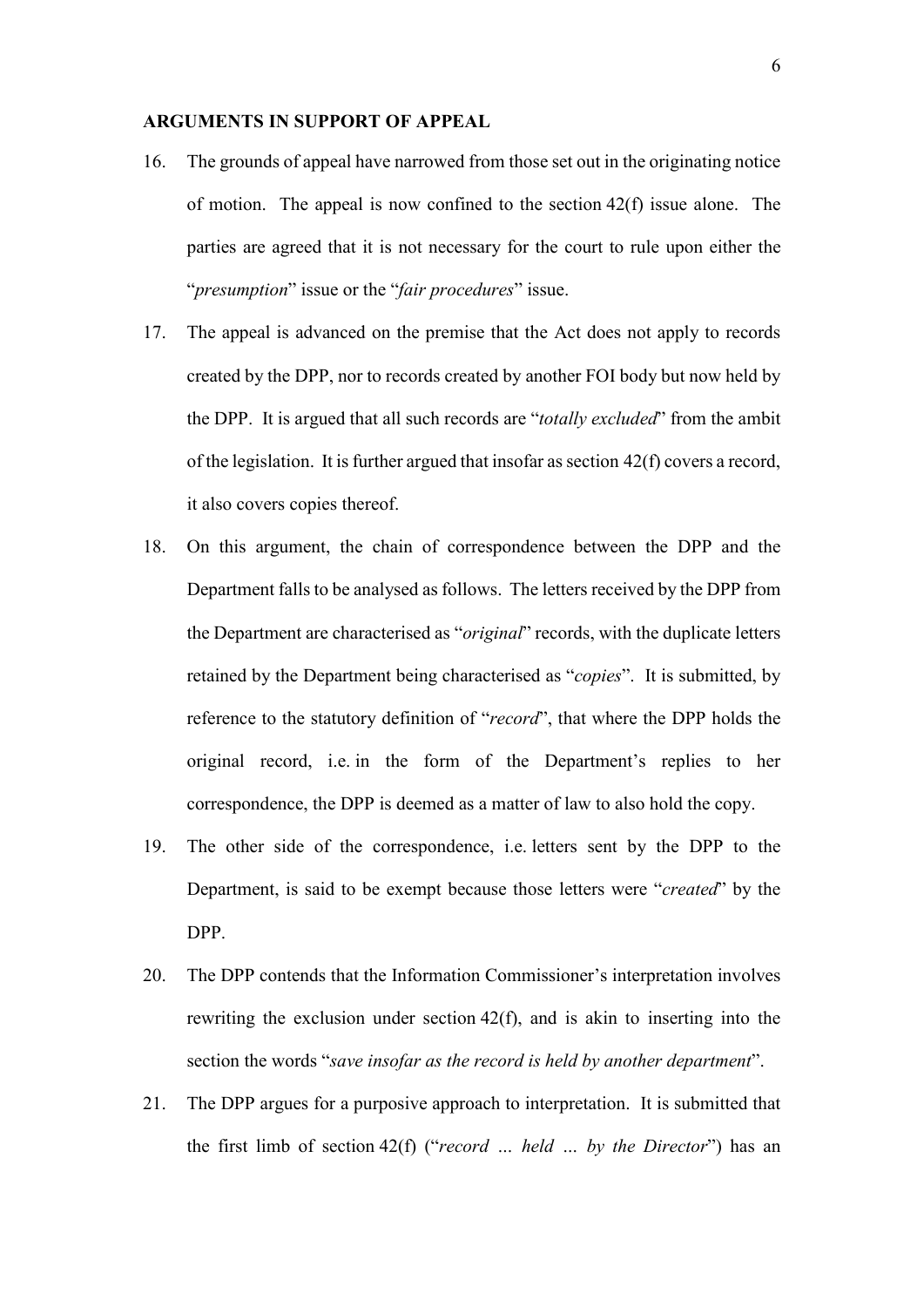**ARGUMENTS IN SUPPORT OF APPEAL**

16. The grounds of appeal have narrowed from those set out in the originating notice of motion. The appeal is now confined to the section 42(f) issue alone. The parties are agreed that it is not necessary for the court to rule upon either the "*presumption*" issue or the "*fair procedures*" issue.

17. The appeal is advanced on the premise that the Act does not apply to records created by the DPP, nor to records created by another FOI body but now held by the DPP. It is argued that all such records are "*totally excluded*" from the ambit of the legislation. It is further argued that insofar as section 42(f) covers a record, it also covers copies thereof.

18. On this argument, the chain of correspondence between the DPP and the Department falls to be analysed as follows. The letters received by the DPP from the Department are characterised as "*original*" records, with the duplicate letters retained by the Department being characterised as "*copies*". It is submitted, by reference to the statutory definition of "*record*", that where the DPP holds the original record, i.e. in the form of the Department's replies to her correspondence, the DPP is deemed as a matter of law to also hold the copy.

19. The other side of the correspondence, i.e. letters sent by the DPP to the Department, is said to be exempt because those letters were "*created*" by the DPP.

20. The DPP contends that the Information Commissioner's interpretation involves rewriting the exclusion under section 42(f), and is akin to inserting into the section the words "*save insofar as the record is held by another department*".

21. The DPP argues for a purposive approach to interpretation. It is submitted that the first limb of section 42(f) ("*record … held … by the Director*") has an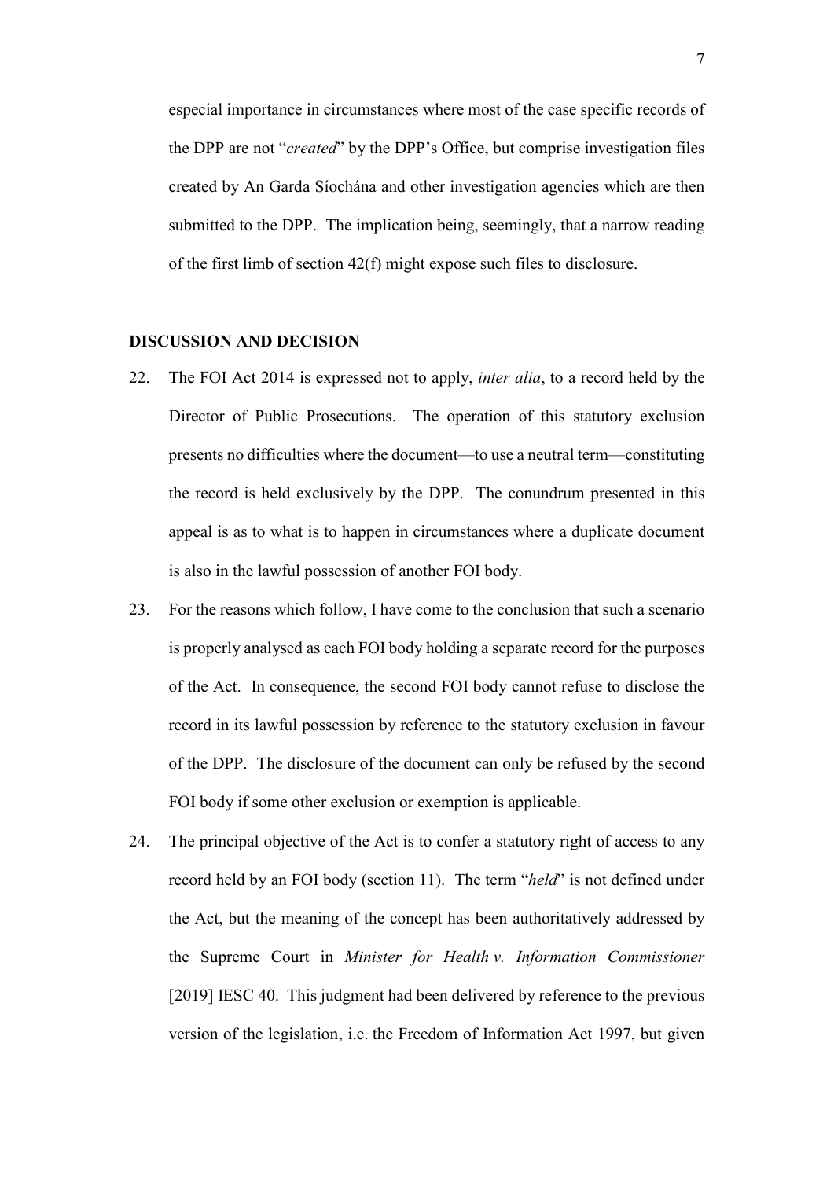especial importance in circumstances where most of the case specific records of the DPP are not "*created*" by the DPP's Office, but comprise investigation files created by An Garda Síochána and other investigation agencies which are then submitted to the DPP. The implication being, seemingly, that a narrow reading of the first limb of section 42(f) might expose such files to disclosure.

## DISCUSSION AND DECISION

22. The FOI Act 2014 is expressed not to apply, *inter alia*, to a record held by the Director of Public Prosecutions. The operation of this statutory exclusion presents no difficulties where the document—to use a neutral term—constituting the record is held exclusively by the DPP. The conundrum presented in this appeal is as to what is to happen in circumstances where a duplicate document is also in the lawful possession of another FOI body.

23. For the reasons which follow, I have come to the conclusion that such a scenario is properly analysed as each FOI body holding a separate record for the purposes of the Act. In consequence, the second FOI body cannot refuse to disclose the record in its lawful possession by reference to the statutory exclusion in favour of the DPP. The disclosure of the document can only be refused by the second FOI body if some other exclusion or exemption is applicable.

24. The principal objective of the Act is to confer a statutory right of access to any record held by an FOI body (section 11). The term "*held*" is not defined under the Act, but the meaning of the concept has been authoritatively addressed by the Supreme Court in *Minister for Health v. Information Commissioner* [2019] IESC 40. This judgment had been delivered by reference to the previous version of the legislation, i.e. the Freedom of Information Act 1997, but given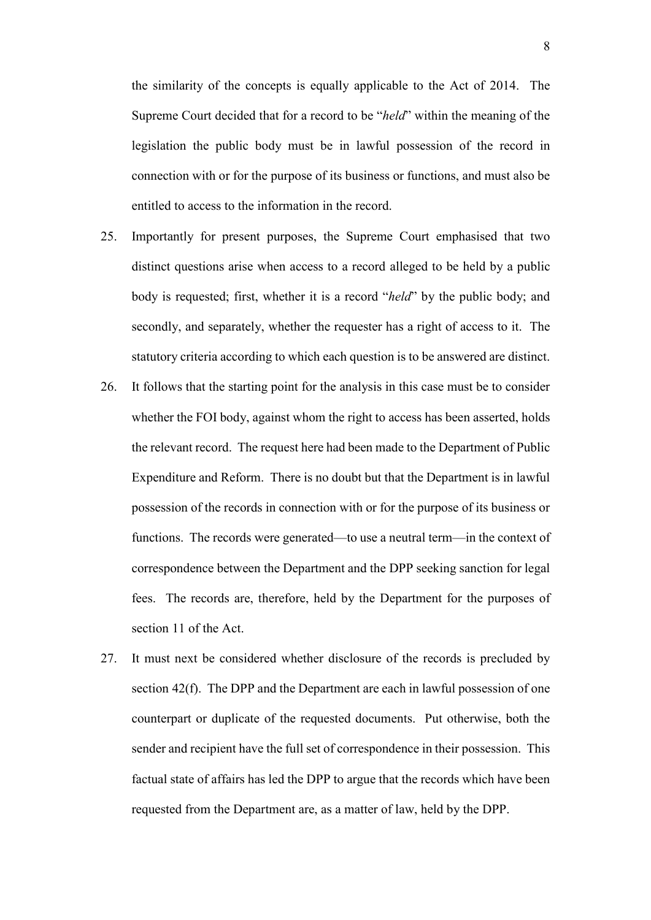the similarity of the concepts is equally applicable to the Act of 2014. The Supreme Court decided that for a record to be "*held*" within the meaning of the legislation the public body must be in lawful possession of the record in connection with or for the purpose of its business or functions, and must also be entitled to access to the information in the record.

25. Importantly for present purposes, the Supreme Court emphasised that two distinct questions arise when access to a record alleged to be held by a public body is requested; first, whether it is a record "*held*" by the public body; and secondly, and separately, whether the requester has a right of access to it. The statutory criteria according to which each question is to be answered are distinct.

26. It follows that the starting point for the analysis in this case must be to consider whether the FOI body, against whom the right to access has been asserted, holds the relevant record. The request here had been made to the Department of Public Expenditure and Reform. There is no doubt but that the Department is in lawful possession of the records in connection with or for the purpose of its business or functions. The records were generated—to use a neutral term—in the context of correspondence between the Department and the DPP seeking sanction for legal fees. The records are, therefore, held by the Department for the purposes of section 11 of the Act.

27. It must next be considered whether disclosure of the records is precluded by section 42(f). The DPP and the Department are each in lawful possession of one counterpart or duplicate of the requested documents. Put otherwise, both the sender and recipient have the full set of correspondence in their possession. This factual state of affairs has led the DPP to argue that the records which have been requested from the Department are, as a matter of law, held by the DPP.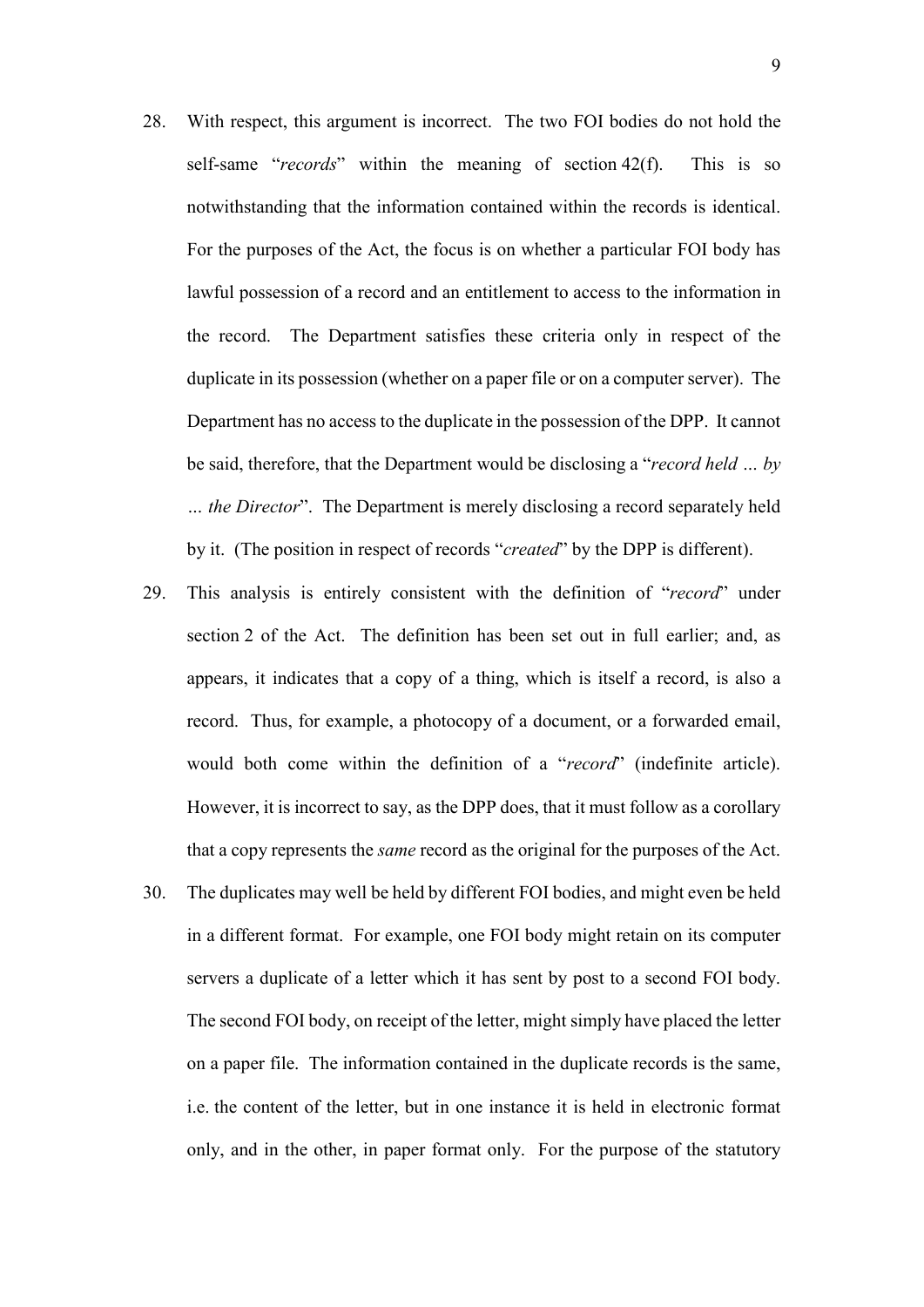28. With respect, this argument is incorrect. The two FOI bodies do not hold the self-same "*records*" within the meaning of section 42(f). This is so notwithstanding that the information contained within the records is identical. For the purposes of the Act, the focus is on whether a particular FOI body has lawful possession of a record and an entitlement to access to the information in the record. The Department satisfies these criteria only in respect of the duplicate in its possession (whether on a paper file or on a computer server). The Department has no access to the duplicate in the possession of the DPP. It cannot be said, therefore, that the Department would be disclosing a "*record held … by … the Director*". The Department is merely disclosing a record separately held by it. (The position in respect of records "*created*" by the DPP is different).

29. This analysis is entirely consistent with the definition of "*record*" under section 2 of the Act. The definition has been set out in full earlier; and, as appears, it indicates that a copy of a thing, which is itself a record, is also a record. Thus, for example, a photocopy of a document, or a forwarded email, would both come within the definition of a "*record*" (indefinite article). However, it is incorrect to say, as the DPP does, that it must follow as a corollary that a copy represents the *same* record as the original for the purposes of the Act.

30. The duplicates may well be held by different FOI bodies, and might even be held in a different format. For example, one FOI body might retain on its computer servers a duplicate of a letter which it has sent by post to a second FOI body. The second FOI body, on receipt of the letter, might simply have placed the letter on a paper file. The information contained in the duplicate records is the same, i.e. the content of the letter, but in one instance it is held in electronic format only, and in the other, in paper format only. For the purpose of the statutory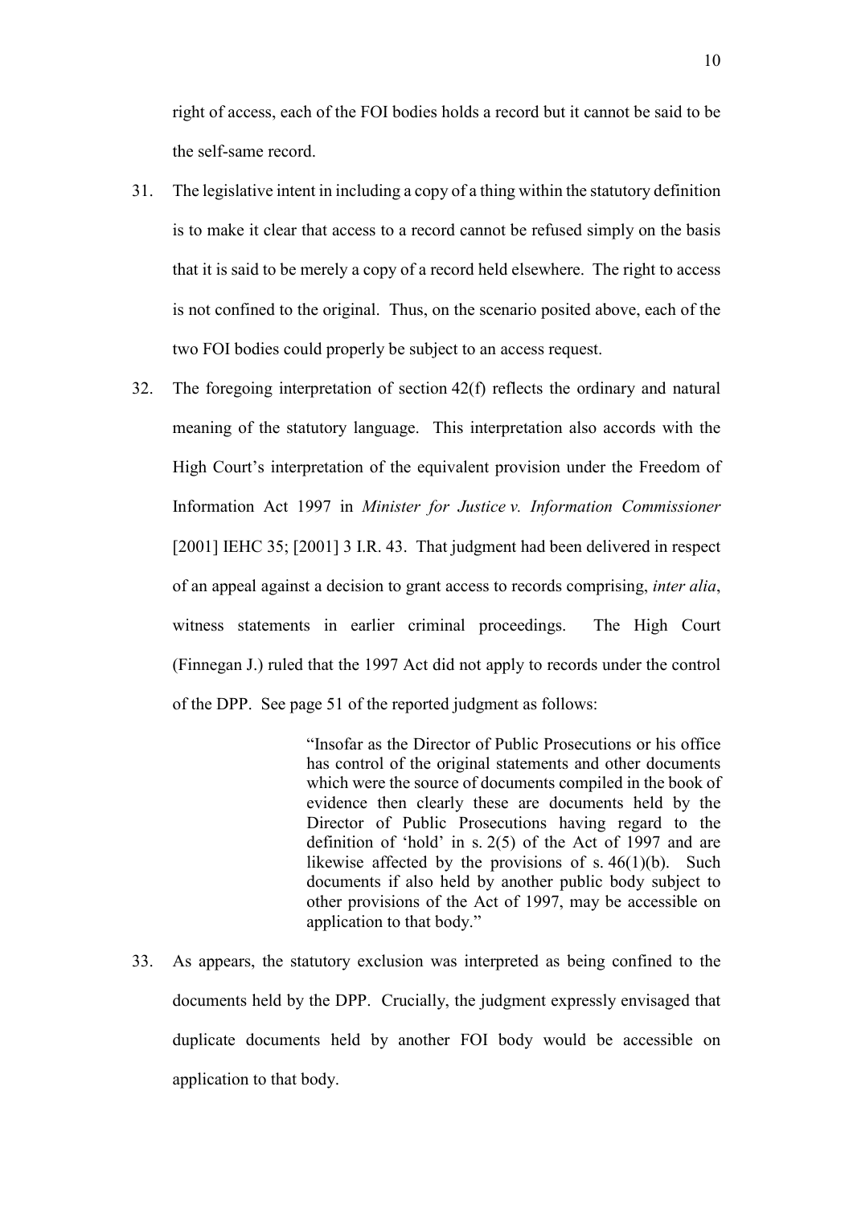right of access, each of the FOI bodies holds a record but it cannot be said to be the self-same record.

31. The legislative intent in including a copy of a thing within the statutory definition is to make it clear that access to a record cannot be refused simply on the basis that it is said to be merely a copy of a record held elsewhere. The right to access is not confined to the original. Thus, on the scenario posited above, each of the two FOI bodies could properly be subject to an access request.

32. The foregoing interpretation of section 42(f) reflects the ordinary and natural meaning of the statutory language. This interpretation also accords with the High Court's interpretation of the equivalent provision under the Freedom of Information Act 1997 in *Minister for Justice v. Information Commissioner* [2001] IEHC 35; [2001] 3 I.R. 43. That judgment had been delivered in respect of an appeal against a decision to grant access to records comprising, *inter alia*, witness statements in earlier criminal proceedings. The High Court (Finnegan J.) ruled that the 1997 Act did not apply to records under the control of the DPP. See page 51 of the reported judgment as follows:

> "Insofar as the Director of Public Prosecutions or his office has control of the original statements and other documents which were the source of documents compiled in the book of evidence then clearly these are documents held by the Director of Public Prosecutions having regard to the definition of 'hold' in s. 2(5) of the Act of 1997 and are likewise affected by the provisions of s. 46(1)(b). Such documents if also held by another public body subject to other provisions of the Act of 1997, may be accessible on application to that body."

33. As appears, the statutory exclusion was interpreted as being confined to the documents held by the DPP. Crucially, the judgment expressly envisaged that duplicate documents held by another FOI body would be accessible on application to that body.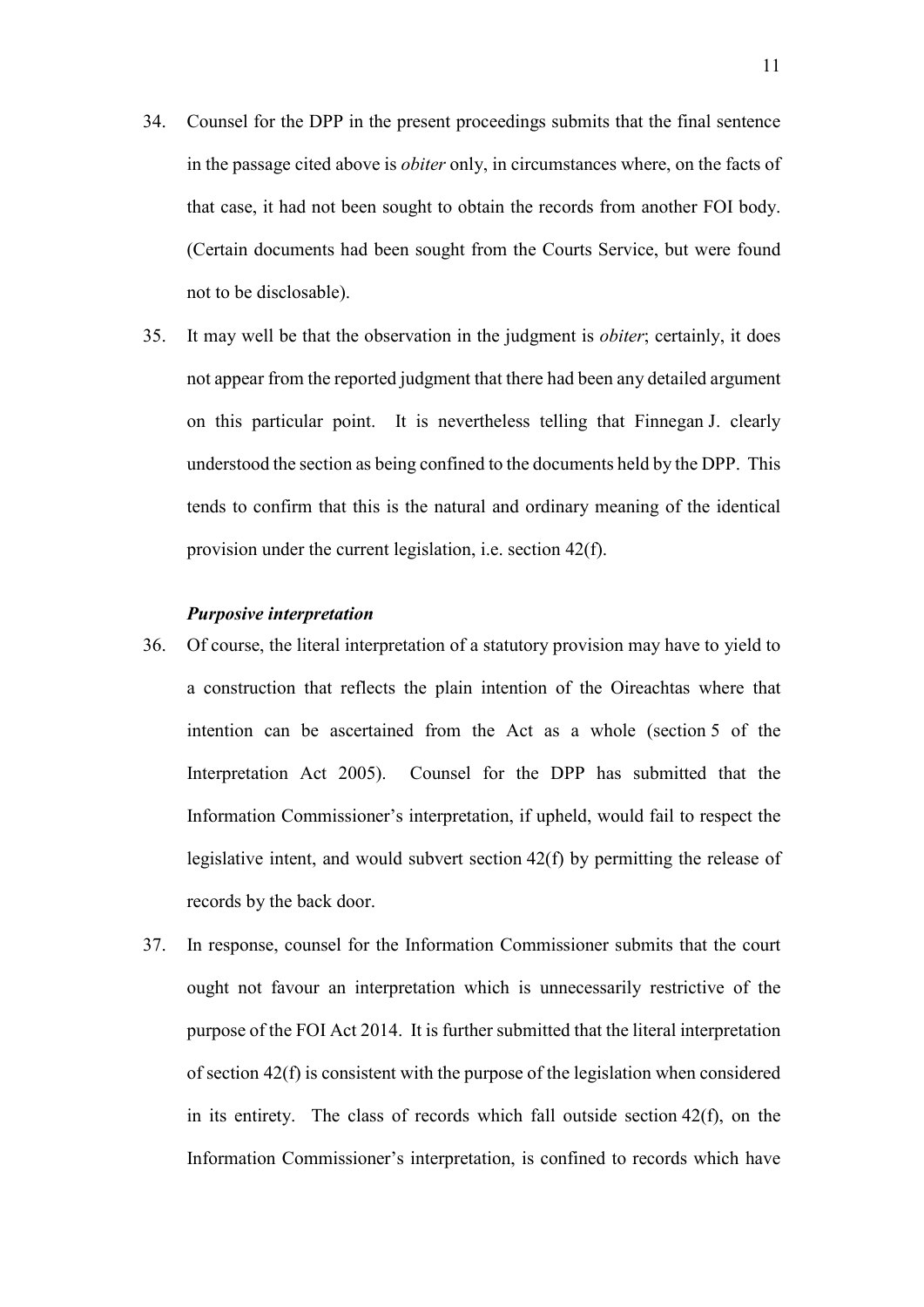34. Counsel for the DPP in the present proceedings submits that the final sentence in the passage cited above is *obiter* only, in circumstances where, on the facts of that case, it had not been sought to obtain the records from another FOI body. (Certain documents had been sought from the Courts Service, but were found not to be disclosable).

35. It may well be that the observation in the judgment is *obiter*; certainly, it does not appear from the reported judgment that there had been any detailed argument on this particular point. It is nevertheless telling that Finnegan J. clearly understood the section as being confined to the documents held by the DPP. This tends to confirm that this is the natural and ordinary meaning of the identical provision under the current legislation, i.e. section 42(f).

***Purposive interpretation***

36. Of course, the literal interpretation of a statutory provision may have to yield to a construction that reflects the plain intention of the Oireachtas where that intention can be ascertained from the Act as a whole (section 5 of the Interpretation Act 2005). Counsel for the DPP has submitted that the Information Commissioner's interpretation, if upheld, would fail to respect the legislative intent, and would subvert section 42(f) by permitting the release of records by the back door.

37. In response, counsel for the Information Commissioner submits that the court ought not favour an interpretation which is unnecessarily restrictive of the purpose of the FOI Act 2014. It is further submitted that the literal interpretation of section 42(f) is consistent with the purpose of the legislation when considered in its entirety. The class of records which fall outside section 42(f), on the Information Commissioner's interpretation, is confined to records which have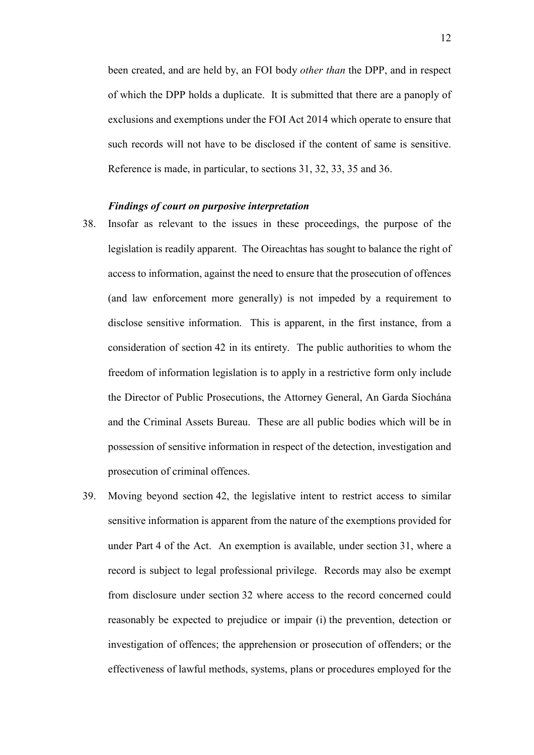been created, and are held by, an FOI body *other than* the DPP, and in respect of which the DPP holds a duplicate. It is submitted that there are a panoply of exclusions and exemptions under the FOI Act 2014 which operate to ensure that such records will not have to be disclosed if the content of same is sensitive. Reference is made, in particular, to sections 31, 32, 33, 35 and 36.

### *Findings of court on purposive interpretation*

38. Insofar as relevant to the issues in these proceedings, the purpose of the legislation is readily apparent. The Oireachtas has sought to balance the right of access to information, against the need to ensure that the prosecution of offences (and law enforcement more generally) is not impeded by a requirement to disclose sensitive information. This is apparent, in the first instance, from a consideration of section 42 in its entirety. The public authorities to whom the freedom of information legislation is to apply in a restrictive form only include the Director of Public Prosecutions, the Attorney General, An Garda Síochána and the Criminal Assets Bureau. These are all public bodies which will be in possession of sensitive information in respect of the detection, investigation and prosecution of criminal offences.

39. Moving beyond section 42, the legislative intent to restrict access to similar sensitive information is apparent from the nature of the exemptions provided for under Part 4 of the Act. An exemption is available, under section 31, where a record is subject to legal professional privilege. Records may also be exempt from disclosure under section 32 where access to the record concerned could reasonably be expected to prejudice or impair (i) the prevention, detection or investigation of offences; the apprehension or prosecution of offenders; or the effectiveness of lawful methods, systems, plans or procedures employed for the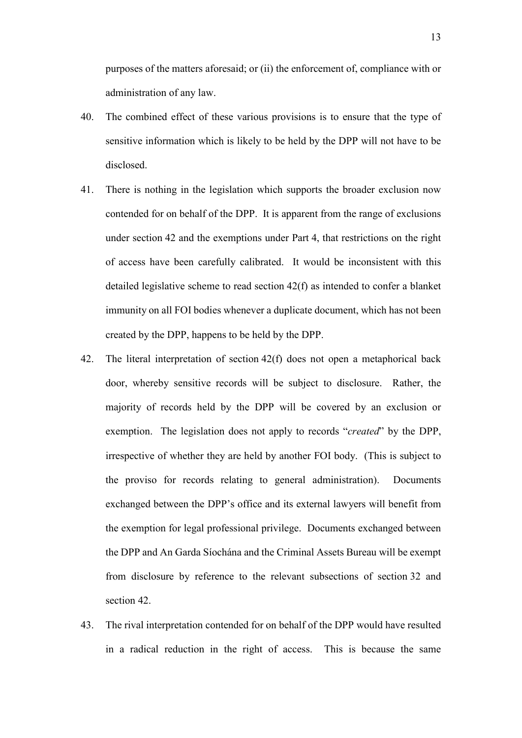purposes of the matters aforesaid; or (ii) the enforcement of, compliance with or administration of any law.

40. The combined effect of these various provisions is to ensure that the type of sensitive information which is likely to be held by the DPP will not have to be disclosed.

41. There is nothing in the legislation which supports the broader exclusion now contended for on behalf of the DPP. It is apparent from the range of exclusions under section 42 and the exemptions under Part 4, that restrictions on the right of access have been carefully calibrated. It would be inconsistent with this detailed legislative scheme to read section 42(f) as intended to confer a blanket immunity on all FOI bodies whenever a duplicate document, which has not been created by the DPP, happens to be held by the DPP.

42. The literal interpretation of section 42(f) does not open a metaphorical back door, whereby sensitive records will be subject to disclosure. Rather, the majority of records held by the DPP will be covered by an exclusion or exemption. The legislation does not apply to records "*created*" by the DPP, irrespective of whether they are held by another FOI body. (This is subject to the proviso for records relating to general administration). Documents exchanged between the DPP's office and its external lawyers will benefit from the exemption for legal professional privilege. Documents exchanged between the DPP and An Garda Síochána and the Criminal Assets Bureau will be exempt from disclosure by reference to the relevant subsections of section 32 and section 42.

43. The rival interpretation contended for on behalf of the DPP would have resulted in a radical reduction in the right of access. This is because the same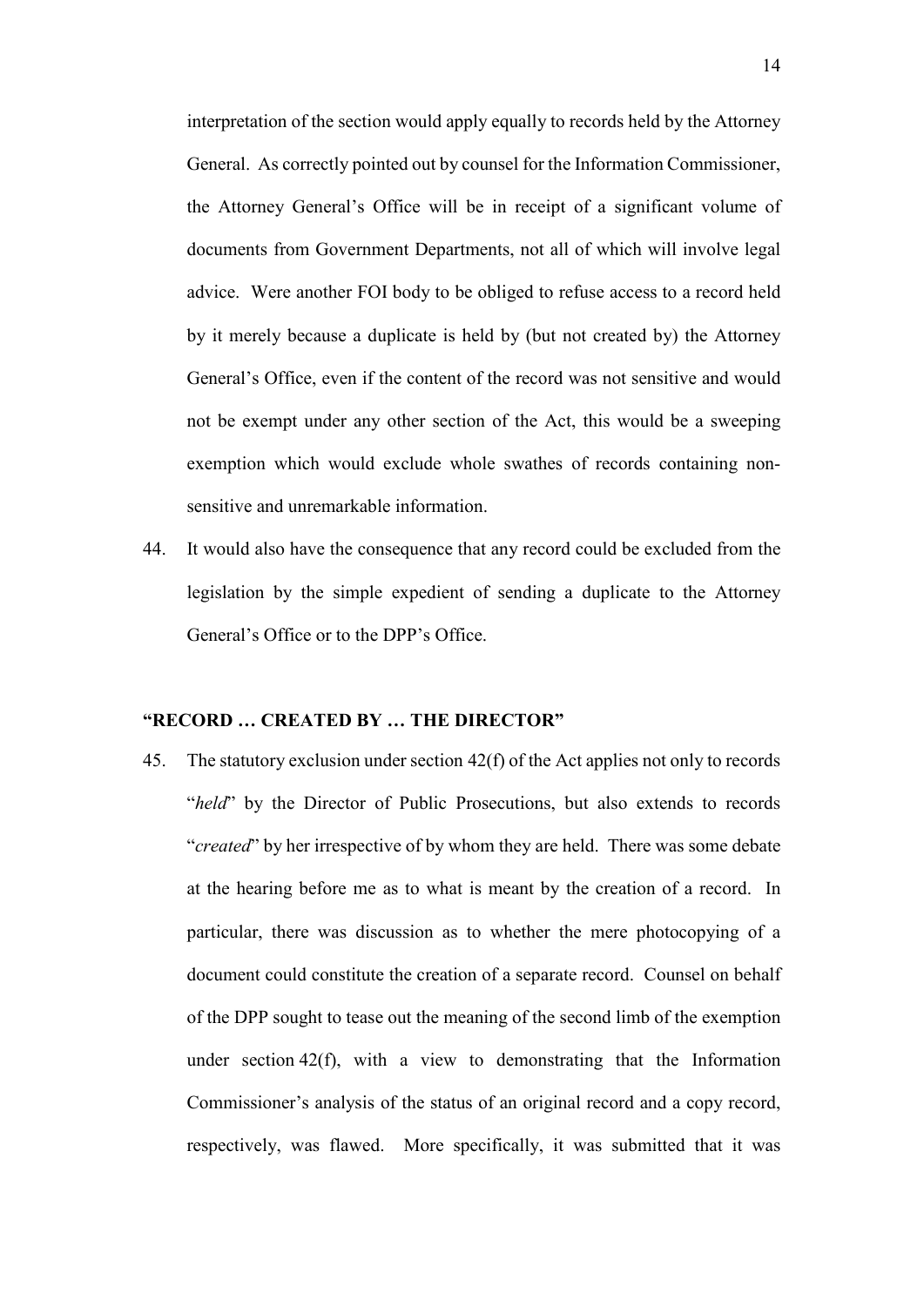interpretation of the section would apply equally to records held by the Attorney General. As correctly pointed out by counsel for the Information Commissioner, the Attorney General's Office will be in receipt of a significant volume of documents from Government Departments, not all of which will involve legal advice. Were another FOI body to be obliged to refuse access to a record held by it merely because a duplicate is held by (but not created by) the Attorney General's Office, even if the content of the record was not sensitive and would not be exempt under any other section of the Act, this would be a sweeping exemption which would exclude whole swathes of records containing non-sensitive and unremarkable information.

44. It would also have the consequence that any record could be excluded from the legislation by the simple expedient of sending a duplicate to the Attorney General's Office or to the DPP's Office.

## "RECORD … CREATED BY … THE DIRECTOR"

45. The statutory exclusion under section 42(f) of the Act applies not only to records "*held*" by the Director of Public Prosecutions, but also extends to records "*created*" by her irrespective of by whom they are held. There was some debate at the hearing before me as to what is meant by the creation of a record. In particular, there was discussion as to whether the mere photocopying of a document could constitute the creation of a separate record. Counsel on behalf of the DPP sought to tease out the meaning of the second limb of the exemption under section 42(f), with a view to demonstrating that the Information Commissioner's analysis of the status of an original record and a copy record, respectively, was flawed. More specifically, it was submitted that it was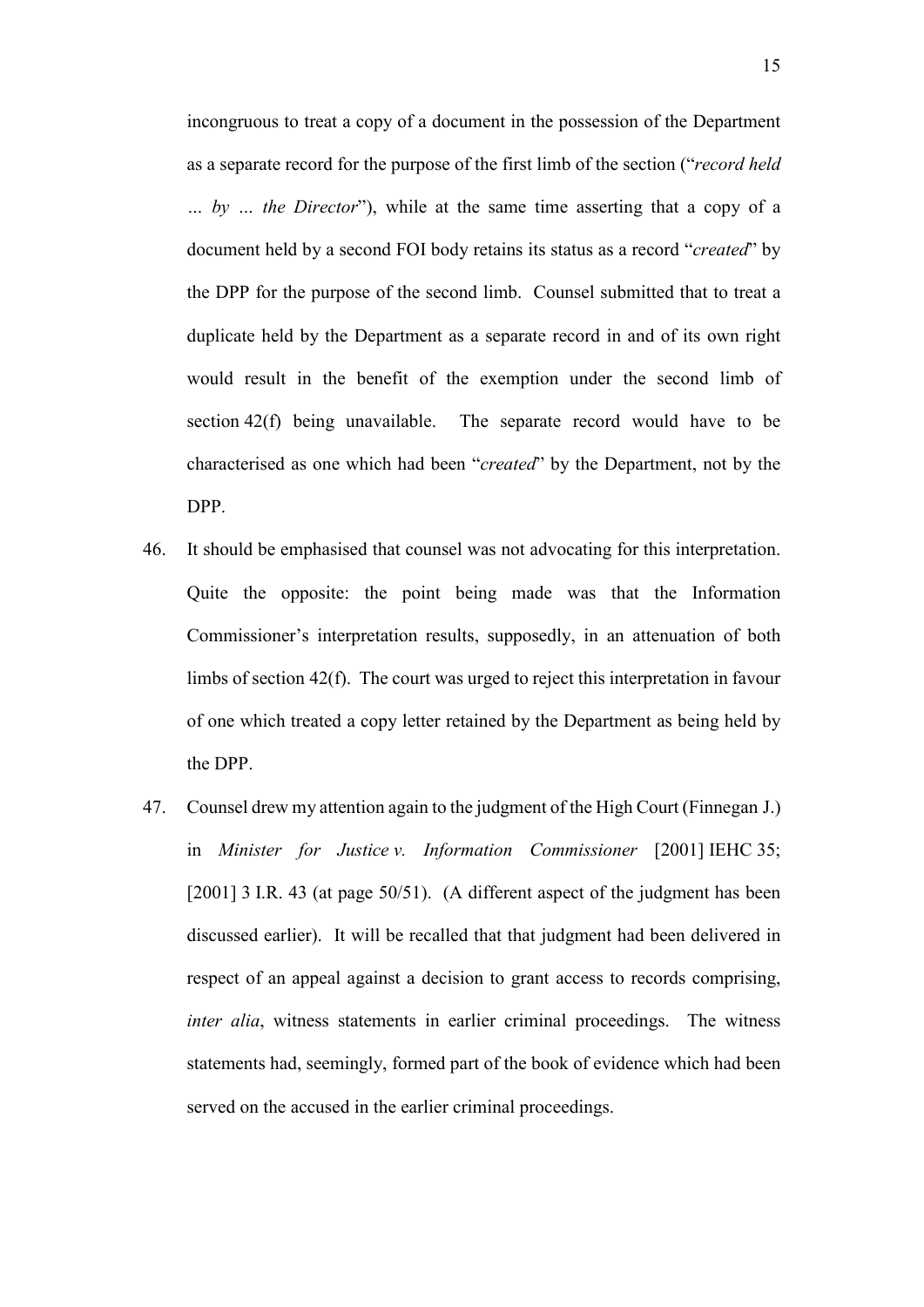incongruous to treat a copy of a document in the possession of the Department as a separate record for the purpose of the first limb of the section ("*record held … by … the Director*"), while at the same time asserting that a copy of a document held by a second FOI body retains its status as a record "*created*" by the DPP for the purpose of the second limb. Counsel submitted that to treat a duplicate held by the Department as a separate record in and of its own right would result in the benefit of the exemption under the second limb of section 42(f) being unavailable. The separate record would have to be characterised as one which had been "*created*" by the Department, not by the DPP.

46. It should be emphasised that counsel was not advocating for this interpretation. Quite the opposite: the point being made was that the Information Commissioner's interpretation results, supposedly, in an attenuation of both limbs of section 42(f). The court was urged to reject this interpretation in favour of one which treated a copy letter retained by the Department as being held by the DPP.

47. Counsel drew my attention again to the judgment of the High Court (Finnegan J.) in *Minister for Justice v. Information Commissioner* [2001] IEHC 35; [2001] 3 I.R. 43 (at page 50/51). (A different aspect of the judgment has been discussed earlier). It will be recalled that that judgment had been delivered in respect of an appeal against a decision to grant access to records comprising, *inter alia*, witness statements in earlier criminal proceedings. The witness statements had, seemingly, formed part of the book of evidence which had been served on the accused in the earlier criminal proceedings.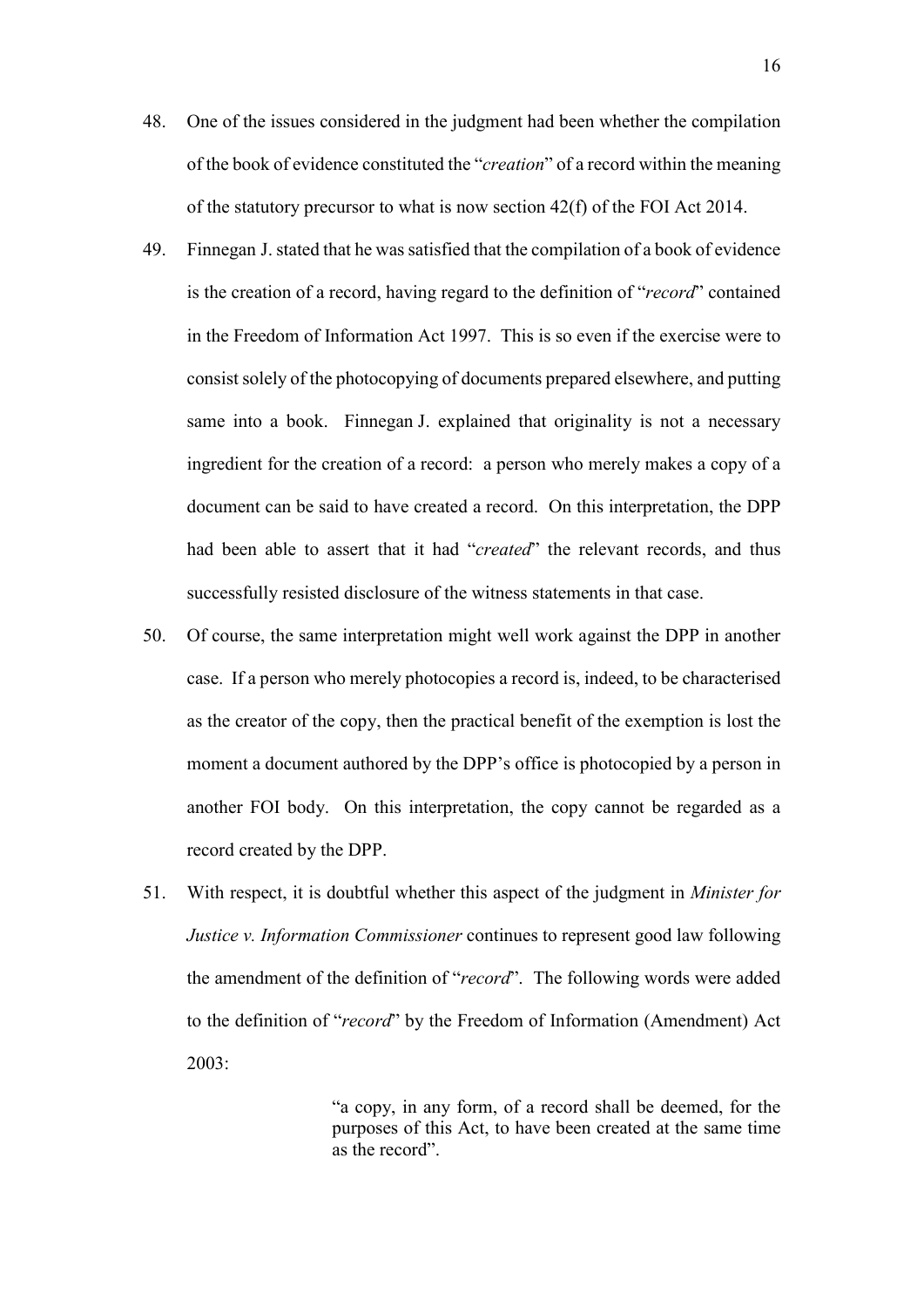48. One of the issues considered in the judgment had been whether the compilation of the book of evidence constituted the "*creation*" of a record within the meaning of the statutory precursor to what is now section 42(f) of the FOI Act 2014.

49. Finnegan J. stated that he was satisfied that the compilation of a book of evidence is the creation of a record, having regard to the definition of "*record*" contained in the Freedom of Information Act 1997. This is so even if the exercise were to consist solely of the photocopying of documents prepared elsewhere, and putting same into a book. Finnegan J. explained that originality is not a necessary ingredient for the creation of a record: a person who merely makes a copy of a document can be said to have created a record. On this interpretation, the DPP had been able to assert that it had "*created*" the relevant records, and thus successfully resisted disclosure of the witness statements in that case.

50. Of course, the same interpretation might well work against the DPP in another case. If a person who merely photocopies a record is, indeed, to be characterised as the creator of the copy, then the practical benefit of the exemption is lost the moment a document authored by the DPP's office is photocopied by a person in another FOI body. On this interpretation, the copy cannot be regarded as a record created by the DPP.

51. With respect, it is doubtful whether this aspect of the judgment in *Minister for Justice v. Information Commissioner* continues to represent good law following the amendment of the definition of "*record*". The following words were added to the definition of "*record*" by the Freedom of Information (Amendment) Act 2003:

> "a copy, in any form, of a record shall be deemed, for the purposes of this Act, to have been created at the same time as the record".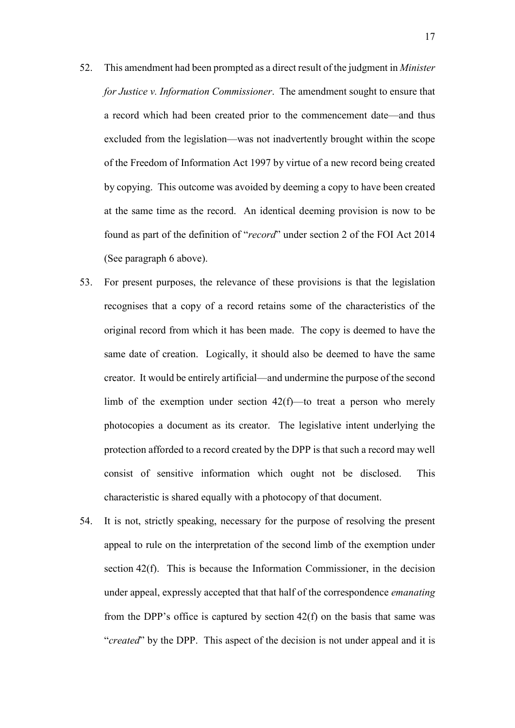52. This amendment had been prompted as a direct result of the judgment in *Minister for Justice v. Information Commissioner*. The amendment sought to ensure that a record which had been created prior to the commencement date—and thus excluded from the legislation—was not inadvertently brought within the scope of the Freedom of Information Act 1997 by virtue of a new record being created by copying. This outcome was avoided by deeming a copy to have been created at the same time as the record. An identical deeming provision is now to be found as part of the definition of "*record*" under section 2 of the FOI Act 2014 (See paragraph 6 above).

53. For present purposes, the relevance of these provisions is that the legislation recognises that a copy of a record retains some of the characteristics of the original record from which it has been made. The copy is deemed to have the same date of creation. Logically, it should also be deemed to have the same creator. It would be entirely artificial—and undermine the purpose of the second limb of the exemption under section 42(f)—to treat a person who merely photocopies a document as its creator. The legislative intent underlying the protection afforded to a record created by the DPP is that such a record may well consist of sensitive information which ought not be disclosed. This characteristic is shared equally with a photocopy of that document.

54. It is not, strictly speaking, necessary for the purpose of resolving the present appeal to rule on the interpretation of the second limb of the exemption under section 42(f). This is because the Information Commissioner, in the decision under appeal, expressly accepted that that half of the correspondence *emanating* from the DPP's office is captured by section 42(f) on the basis that same was "*created*" by the DPP. This aspect of the decision is not under appeal and it is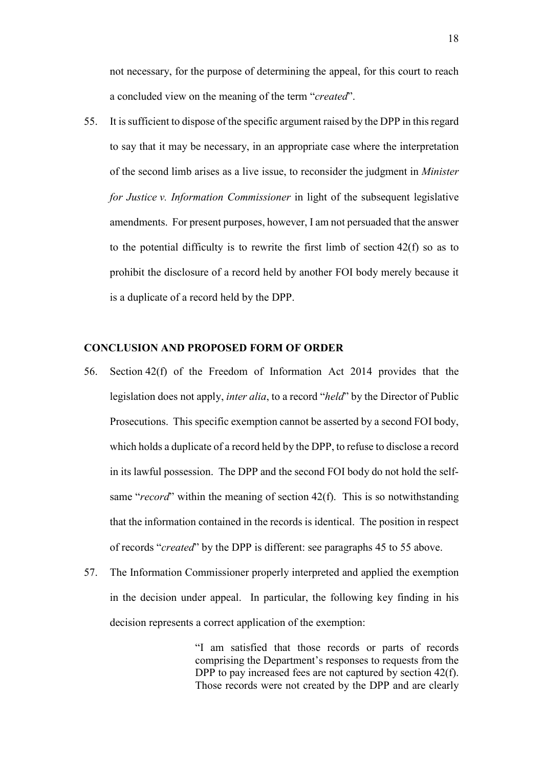not necessary, for the purpose of determining the appeal, for this court to reach a concluded view on the meaning of the term "*created*".

55. It is sufficient to dispose of the specific argument raised by the DPP in this regard to say that it may be necessary, in an appropriate case where the interpretation of the second limb arises as a live issue, to reconsider the judgment in *Minister for Justice v. Information Commissioner* in light of the subsequent legislative amendments. For present purposes, however, I am not persuaded that the answer to the potential difficulty is to rewrite the first limb of section 42(f) so as to prohibit the disclosure of a record held by another FOI body merely because it is a duplicate of a record held by the DPP.

## CONCLUSION AND PROPOSED FORM OF ORDER

56. Section 42(f) of the Freedom of Information Act 2014 provides that the legislation does not apply, *inter alia*, to a record "*held*" by the Director of Public Prosecutions. This specific exemption cannot be asserted by a second FOI body, which holds a duplicate of a record held by the DPP, to refuse to disclose a record in its lawful possession. The DPP and the second FOI body do not hold the self-same "*record*" within the meaning of section 42(f). This is so notwithstanding that the information contained in the records is identical. The position in respect of records "*created*" by the DPP is different: see paragraphs 45 to 55 above.

57. The Information Commissioner properly interpreted and applied the exemption in the decision under appeal. In particular, the following key finding in his decision represents a correct application of the exemption:

> "I am satisfied that those records or parts of records comprising the Department's responses to requests from the DPP to pay increased fees are not captured by section 42(f). Those records were not created by the DPP and are clearly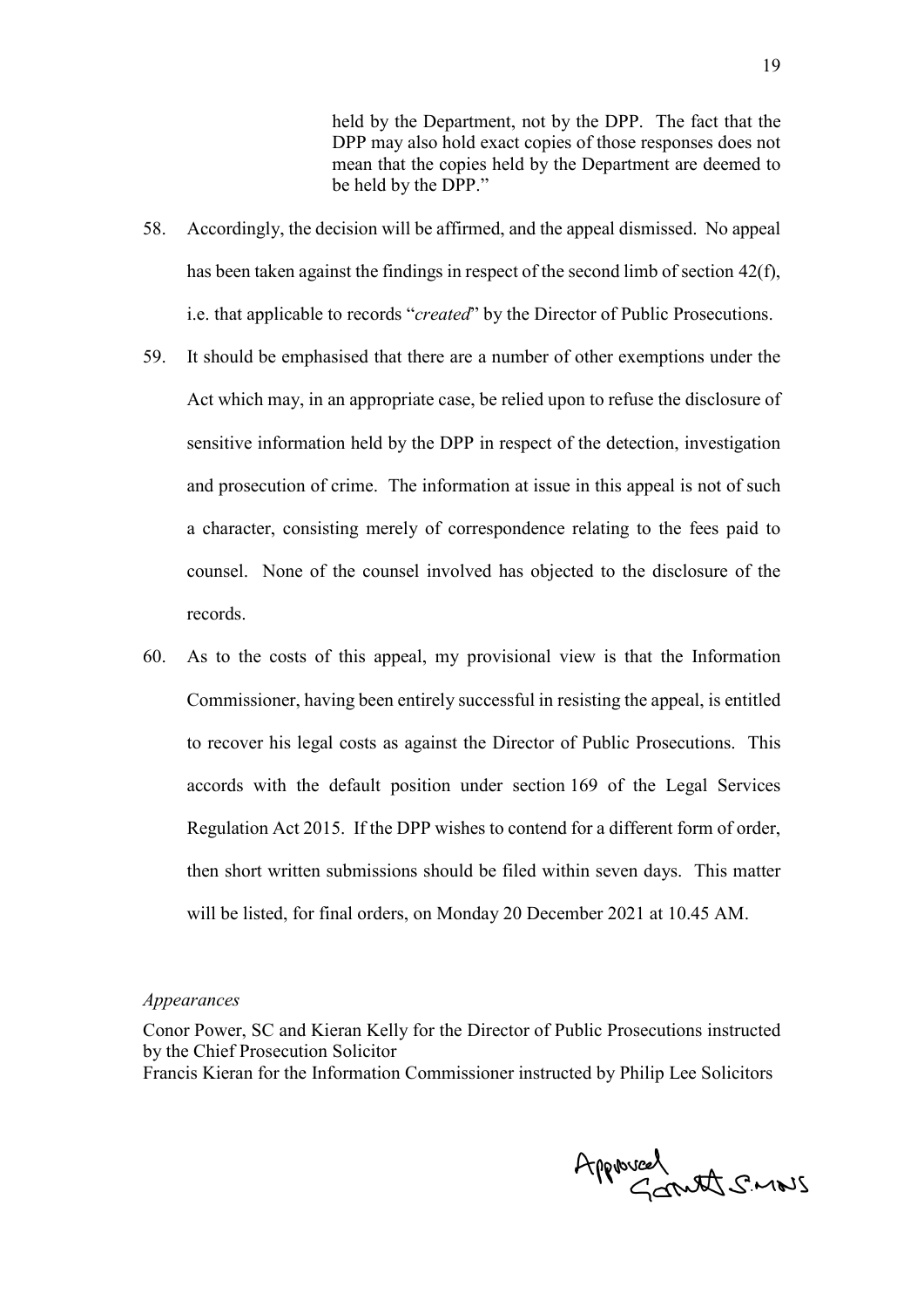> held by the Department, not by the DPP. The fact that the DPP may also hold exact copies of those responses does not mean that the copies held by the Department are deemed to be held by the DPP."

58. Accordingly, the decision will be affirmed, and the appeal dismissed. No appeal has been taken against the findings in respect of the second limb of section 42(f), i.e. that applicable to records "*created*" by the Director of Public Prosecutions.

59. It should be emphasised that there are a number of other exemptions under the Act which may, in an appropriate case, be relied upon to refuse the disclosure of sensitive information held by the DPP in respect of the detection, investigation and prosecution of crime. The information at issue in this appeal is not of such a character, consisting merely of correspondence relating to the fees paid to counsel. None of the counsel involved has objected to the disclosure of the records.

60. As to the costs of this appeal, my provisional view is that the Information Commissioner, having been entirely successful in resisting the appeal, is entitled to recover his legal costs as against the Director of Public Prosecutions. This accords with the default position under section 169 of the Legal Services Regulation Act 2015. If the DPP wishes to contend for a different form of order, then short written submissions should be filed within seven days. This matter will be listed, for final orders, on Monday 20 December 2021 at 10.45 AM.

*Appearances*

Conor Power, SC and Kieran Kelly for the Director of Public Prosecutions instructed by the Chief Prosecution Solicitor
Francis Kieran for the Information Commissioner instructed by Philip Lee Solicitors

Approved Garrett Simons